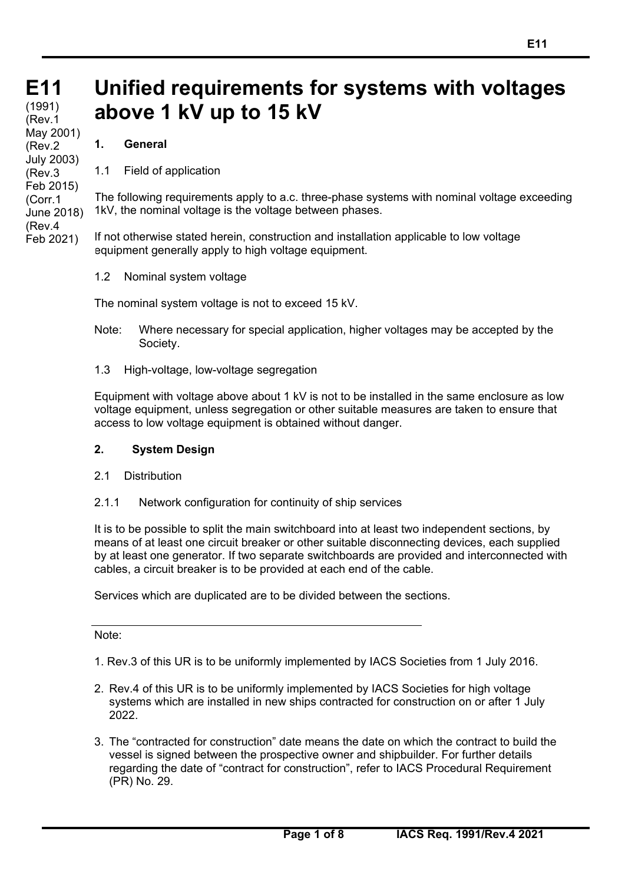# E11 Unified requirements for systems with voltages above 1 kV up to 15 kV

(1991)
(Rev.1 May 2001)
(Rev.2 July 2003)
(Rev.3 Feb 2015)
(Corr.1 June 2018)
(Rev.4 Feb 2021)

## 1. General

### 1.1 Field of application

The following requirements apply to a.c. three-phase systems with nominal voltage exceeding 1kV, the nominal voltage is the voltage between phases.

If not otherwise stated herein, construction and installation applicable to low voltage equipment generally apply to high voltage equipment.

### 1.2 Nominal system voltage

The nominal system voltage is not to exceed 15 kV.

Note: Where necessary for special application, higher voltages may be accepted by the Society.

### 1.3 High-voltage, low-voltage segregation

Equipment with voltage above about 1 kV is not to be installed in the same enclosure as low voltage equipment, unless segregation or other suitable measures are taken to ensure that access to low voltage equipment is obtained without danger.

## 2. System Design

### 2.1 Distribution

#### 2.1.1 Network configuration for continuity of ship services

It is to be possible to split the main switchboard into at least two independent sections, by means of at least one circuit breaker or other suitable disconnecting devices, each supplied by at least one generator. If two separate switchboards are provided and interconnected with cables, a circuit breaker is to be provided at each end of the cable.

Services which are duplicated are to be divided between the sections.

---

Note:

1. Rev.3 of this UR is to be uniformly implemented by IACS Societies from 1 July 2016.
2. Rev.4 of this UR is to be uniformly implemented by IACS Societies for high voltage systems which are installed in new ships contracted for construction on or after 1 July 2022.
3. The "contracted for construction" date means the date on which the contract to build the vessel is signed between the prospective owner and shipbuilder. For further details regarding the date of "contract for construction", refer to IACS Procedural Requirement (PR) No. 29.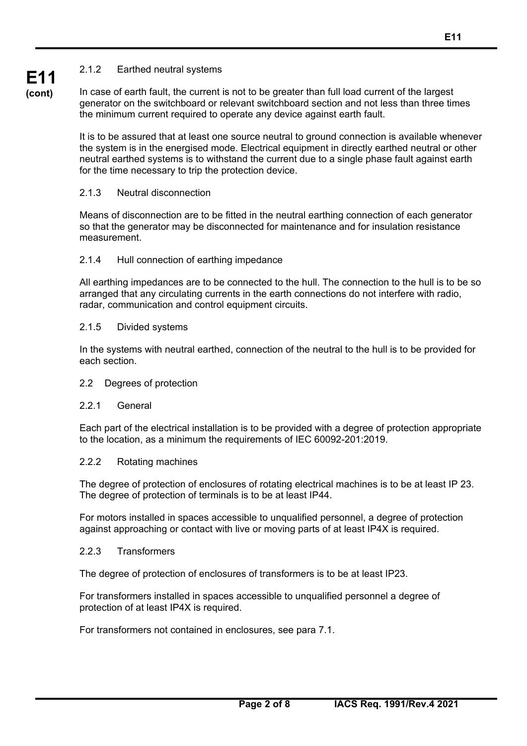#### 2.1.2 Earthed neutral systems

In case of earth fault, the current is not to be greater than full load current of the largest generator on the switchboard or relevant switchboard section and not less than three times the minimum current required to operate any device against earth fault.

It is to be assured that at least one source neutral to ground connection is available whenever the system is in the energised mode. Electrical equipment in directly earthed neutral or other neutral earthed systems is to withstand the current due to a single phase fault against earth for the time necessary to trip the protection device.

#### 2.1.3 Neutral disconnection

Means of disconnection are to be fitted in the neutral earthing connection of each generator so that the generator may be disconnected for maintenance and for insulation resistance measurement.

#### 2.1.4 Hull connection of earthing impedance

All earthing impedances are to be connected to the hull. The connection to the hull is to be so arranged that any circulating currents in the earth connections do not interfere with radio, radar, communication and control equipment circuits.

#### 2.1.5 Divided systems

In the systems with neutral earthed, connection of the neutral to the hull is to be provided for each section.

### 2.2 Degrees of protection

#### 2.2.1 General

Each part of the electrical installation is to be provided with a degree of protection appropriate to the location, as a minimum the requirements of IEC 60092-201:2019.

#### 2.2.2 Rotating machines

The degree of protection of enclosures of rotating electrical machines is to be at least IP 23. The degree of protection of terminals is to be at least IP44.

For motors installed in spaces accessible to unqualified personnel, a degree of protection against approaching or contact with live or moving parts of at least IP4X is required.

#### 2.2.3 Transformers

The degree of protection of enclosures of transformers is to be at least IP23.

For transformers installed in spaces accessible to unqualified personnel a degree of protection of at least IP4X is required.

For transformers not contained in enclosures, see para 7.1.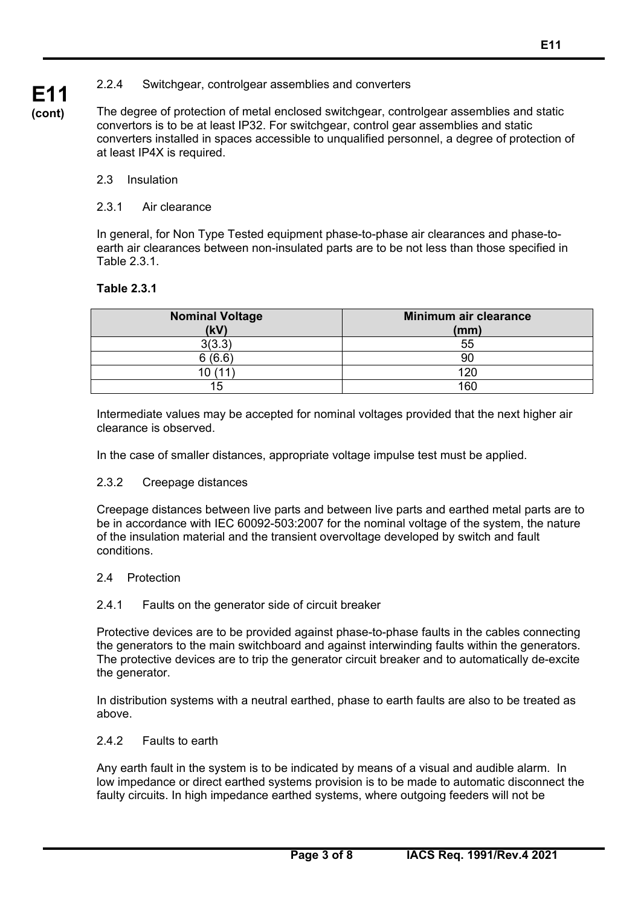#### 2.2.4 Switchgear, controlgear assemblies and converters

The degree of protection of metal enclosed switchgear, controlgear assemblies and static convertors is to be at least IP32. For switchgear, control gear assemblies and static converters installed in spaces accessible to unqualified personnel, a degree of protection of at least IP4X is required.

### 2.3 Insulation

#### 2.3.1 Air clearance

In general, for Non Type Tested equipment phase-to-phase air clearances and phase-to-earth air clearances between non-insulated parts are to be not less than those specified in Table 2.3.1.

**Table 2.3.1**

| Nominal Voltage (kV) | Minimum air clearance (mm) |
|---|---|
| 3(3.3) | 55 |
| 6 (6.6) | 90 |
| 10 (11) | 120 |
| 15 | 160 |

Intermediate values may be accepted for nominal voltages provided that the next higher air clearance is observed.

In the case of smaller distances, appropriate voltage impulse test must be applied.

#### 2.3.2 Creepage distances

Creepage distances between live parts and between live parts and earthed metal parts are to be in accordance with IEC 60092-503:2007 for the nominal voltage of the system, the nature of the insulation material and the transient overvoltage developed by switch and fault conditions.

### 2.4 Protection

#### 2.4.1 Faults on the generator side of circuit breaker

Protective devices are to be provided against phase-to-phase faults in the cables connecting the generators to the main switchboard and against interwinding faults within the generators. The protective devices are to trip the generator circuit breaker and to automatically de-excite the generator.

In distribution systems with a neutral earthed, phase to earth faults are also to be treated as above.

#### 2.4.2 Faults to earth

Any earth fault in the system is to be indicated by means of a visual and audible alarm. In low impedance or direct earthed systems provision is to be made to automatic disconnect the faulty circuits. In high impedance earthed systems, where outgoing feeders will not be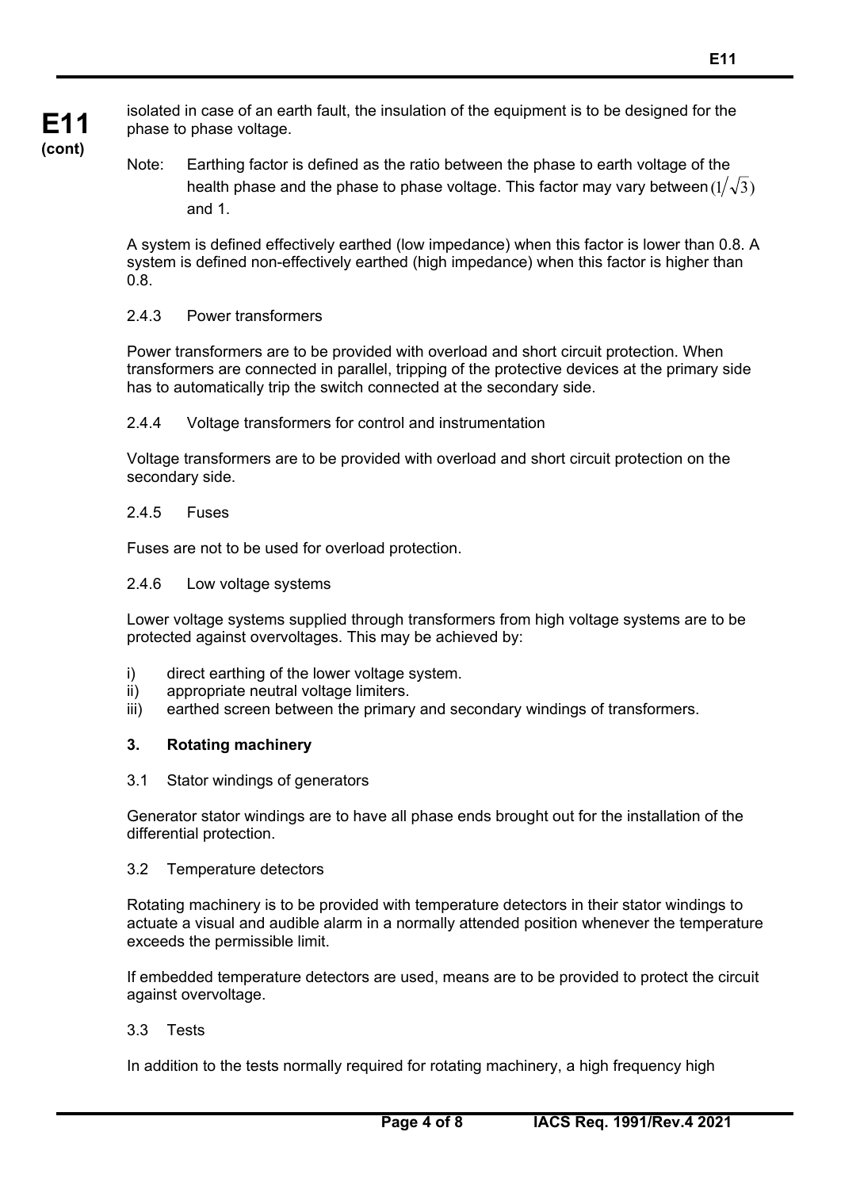isolated in case of an earth fault, the insulation of the equipment is to be designed for the phase to phase voltage.

Note: Earthing factor is defined as the ratio between the phase to earth voltage of the health phase and the phase to phase voltage. This factor may vary between $(1/\sqrt{3})$ and 1.

A system is defined effectively earthed (low impedance) when this factor is lower than 0.8. A system is defined non-effectively earthed (high impedance) when this factor is higher than 0.8.

2.4.3 Power transformers

Power transformers are to be provided with overload and short circuit protection. When transformers are connected in parallel, tripping of the protective devices at the primary side has to automatically trip the switch connected at the secondary side.

2.4.4 Voltage transformers for control and instrumentation

Voltage transformers are to be provided with overload and short circuit protection on the secondary side.

2.4.5 Fuses

Fuses are not to be used for overload protection.

2.4.6 Low voltage systems

Lower voltage systems supplied through transformers from high voltage systems are to be protected against overvoltages. This may be achieved by:

i) direct earthing of the lower voltage system.
ii) appropriate neutral voltage limiters.
iii) earthed screen between the primary and secondary windings of transformers.

## 3. Rotating machinery

3.1 Stator windings of generators

Generator stator windings are to have all phase ends brought out for the installation of the differential protection.

3.2 Temperature detectors

Rotating machinery is to be provided with temperature detectors in their stator windings to actuate a visual and audible alarm in a normally attended position whenever the temperature exceeds the permissible limit.

If embedded temperature detectors are used, means are to be provided to protect the circuit against overvoltage.

3.3 Tests

In addition to the tests normally required for rotating machinery, a high frequency high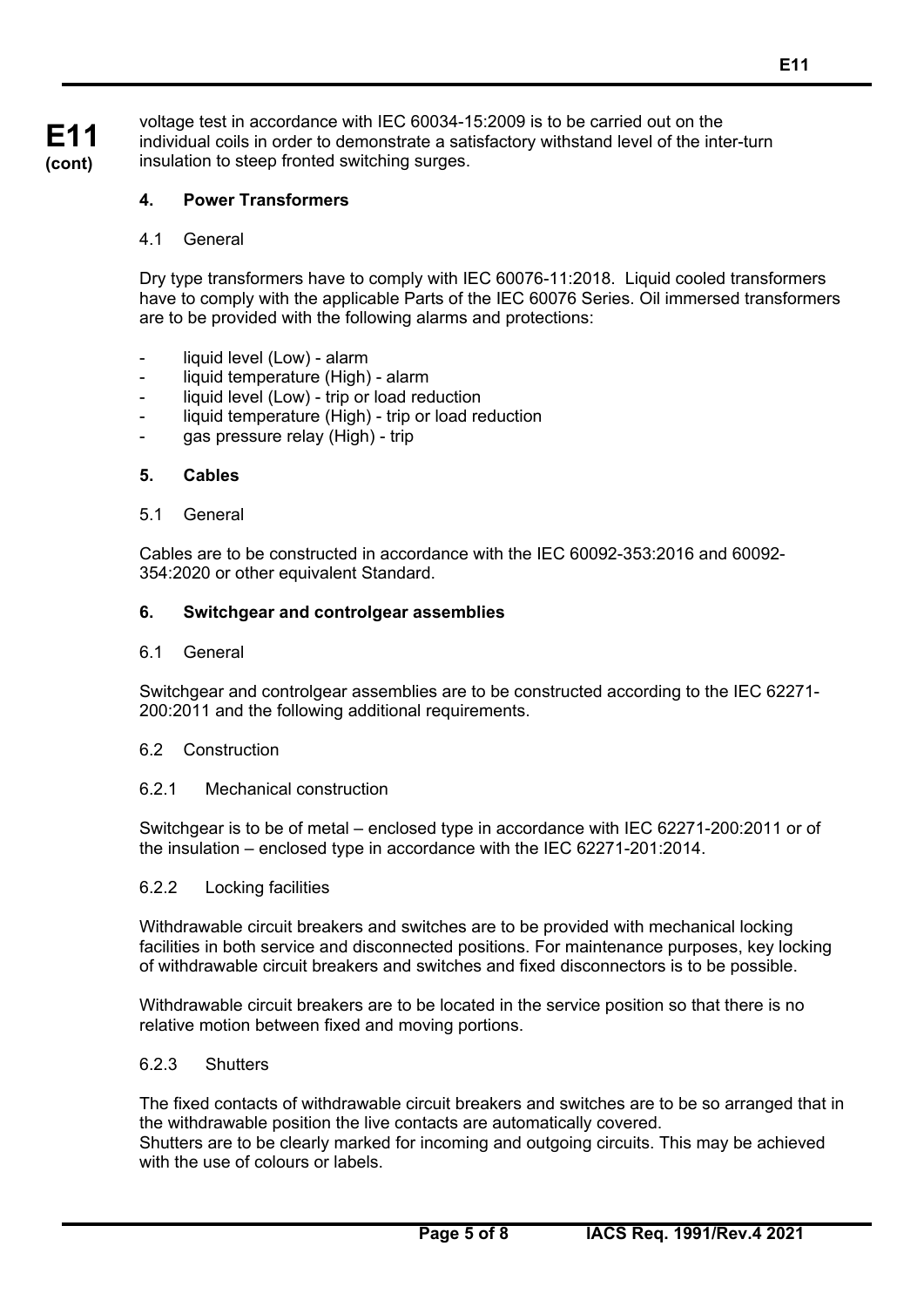voltage test in accordance with IEC 60034-15:2009 is to be carried out on the individual coils in order to demonstrate a satisfactory withstand level of the inter-turn insulation to steep fronted switching surges.

### 4. Power Transformers

4.1 General

Dry type transformers have to comply with IEC 60076-11:2018. Liquid cooled transformers have to comply with the applicable Parts of the IEC 60076 Series. Oil immersed transformers are to be provided with the following alarms and protections:

- liquid level (Low) - alarm
- liquid temperature (High) - alarm
- liquid level (Low) - trip or load reduction
- liquid temperature (High) - trip or load reduction
- gas pressure relay (High) - trip

### 5. Cables

5.1 General

Cables are to be constructed in accordance with the IEC 60092-353:2016 and 60092-354:2020 or other equivalent Standard.

### 6. Switchgear and controlgear assemblies

6.1 General

Switchgear and controlgear assemblies are to be constructed according to the IEC 62271-200:2011 and the following additional requirements.

6.2 Construction

6.2.1 Mechanical construction

Switchgear is to be of metal – enclosed type in accordance with IEC 62271-200:2011 or of the insulation – enclosed type in accordance with the IEC 62271-201:2014.

6.2.2 Locking facilities

Withdrawable circuit breakers and switches are to be provided with mechanical locking facilities in both service and disconnected positions. For maintenance purposes, key locking of withdrawable circuit breakers and switches and fixed disconnectors is to be possible.

Withdrawable circuit breakers are to be located in the service position so that there is no relative motion between fixed and moving portions.

6.2.3 Shutters

The fixed contacts of withdrawable circuit breakers and switches are to be so arranged that in the withdrawable position the live contacts are automatically covered.
Shutters are to be clearly marked for incoming and outgoing circuits. This may be achieved with the use of colours or labels.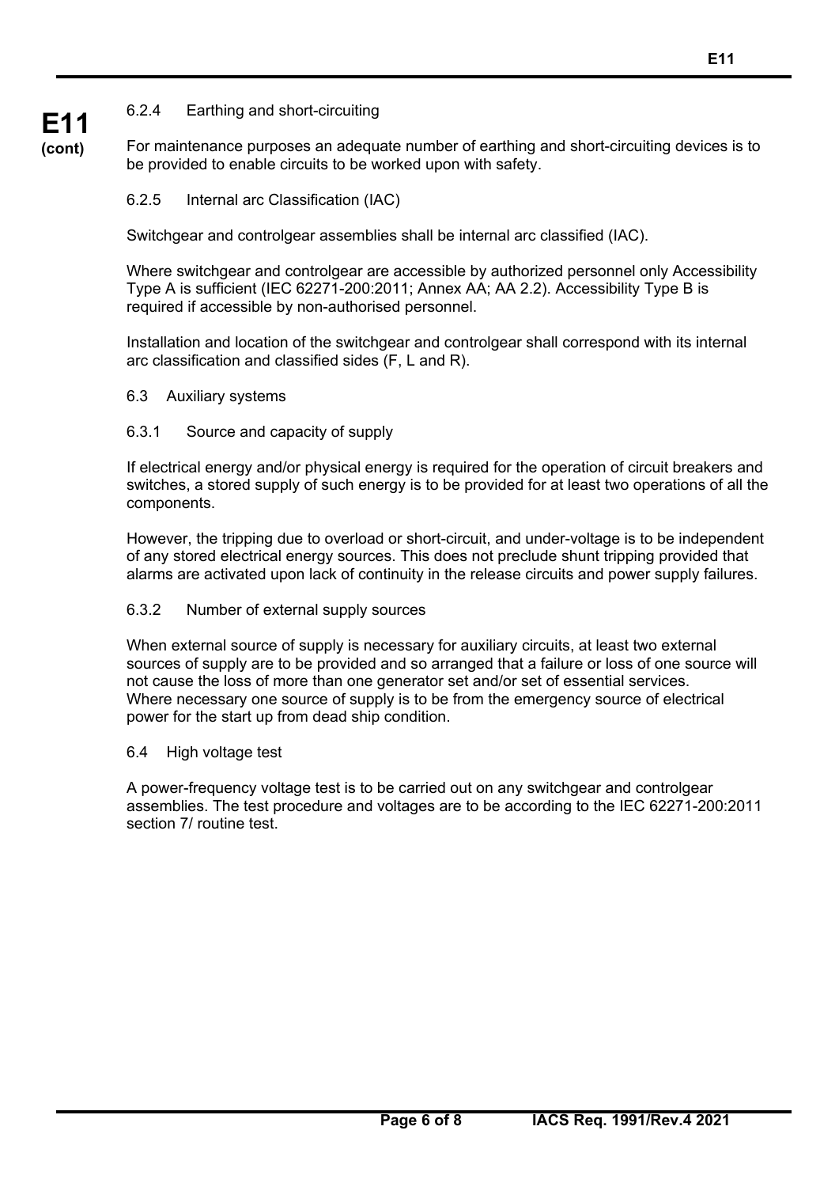6.2.4 Earthing and short-circuiting

For maintenance purposes an adequate number of earthing and short-circuiting devices is to be provided to enable circuits to be worked upon with safety.

6.2.5 Internal arc Classification (IAC)

Switchgear and controlgear assemblies shall be internal arc classified (IAC).

Where switchgear and controlgear are accessible by authorized personnel only Accessibility Type A is sufficient (IEC 62271-200:2011; Annex AA; AA 2.2). Accessibility Type B is required if accessible by non-authorised personnel.

Installation and location of the switchgear and controlgear shall correspond with its internal arc classification and classified sides (F, L and R).

6.3 Auxiliary systems

6.3.1 Source and capacity of supply

If electrical energy and/or physical energy is required for the operation of circuit breakers and switches, a stored supply of such energy is to be provided for at least two operations of all the components.

However, the tripping due to overload or short-circuit, and under-voltage is to be independent of any stored electrical energy sources. This does not preclude shunt tripping provided that alarms are activated upon lack of continuity in the release circuits and power supply failures.

6.3.2 Number of external supply sources

When external source of supply is necessary for auxiliary circuits, at least two external sources of supply are to be provided and so arranged that a failure or loss of one source will not cause the loss of more than one generator set and/or set of essential services. Where necessary one source of supply is to be from the emergency source of electrical power for the start up from dead ship condition.

6.4 High voltage test

A power-frequency voltage test is to be carried out on any switchgear and controlgear assemblies. The test procedure and voltages are to be according to the IEC 62271-200:2011 section 7/ routine test.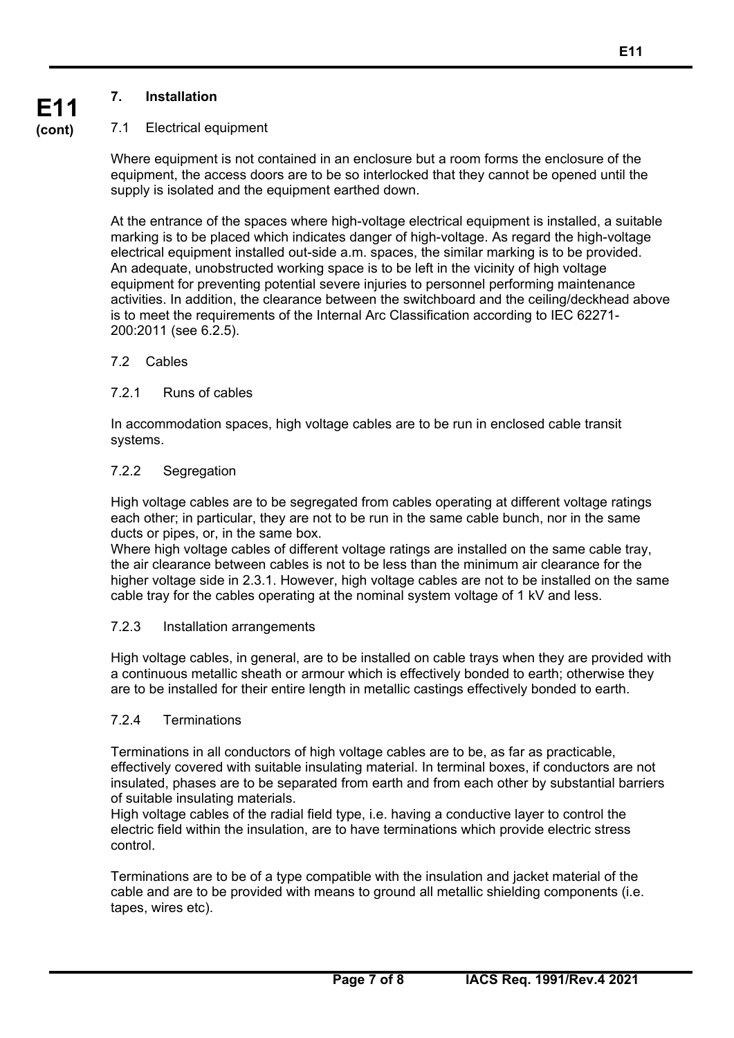## 7. Installation

### 7.1 Electrical equipment

Where equipment is not contained in an enclosure but a room forms the enclosure of the equipment, the access doors are to be so interlocked that they cannot be opened until the supply is isolated and the equipment earthed down.

At the entrance of the spaces where high-voltage electrical equipment is installed, a suitable marking is to be placed which indicates danger of high-voltage. As regard the high-voltage electrical equipment installed out-side a.m. spaces, the similar marking is to be provided. An adequate, unobstructed working space is to be left in the vicinity of high voltage equipment for preventing potential severe injuries to personnel performing maintenance activities. In addition, the clearance between the switchboard and the ceiling/deckhead above is to meet the requirements of the Internal Arc Classification according to IEC 62271-200:2011 (see 6.2.5).

### 7.2 Cables

#### 7.2.1 Runs of cables

In accommodation spaces, high voltage cables are to be run in enclosed cable transit systems.

#### 7.2.2 Segregation

High voltage cables are to be segregated from cables operating at different voltage ratings each other; in particular, they are not to be run in the same cable bunch, nor in the same ducts or pipes, or, in the same box.

Where high voltage cables of different voltage ratings are installed on the same cable tray, the air clearance between cables is not to be less than the minimum air clearance for the higher voltage side in 2.3.1. However, high voltage cables are not to be installed on the same cable tray for the cables operating at the nominal system voltage of 1 kV and less.

#### 7.2.3 Installation arrangements

High voltage cables, in general, are to be installed on cable trays when they are provided with a continuous metallic sheath or armour which is effectively bonded to earth; otherwise they are to be installed for their entire length in metallic castings effectively bonded to earth.

#### 7.2.4 Terminations

Terminations in all conductors of high voltage cables are to be, as far as practicable, effectively covered with suitable insulating material. In terminal boxes, if conductors are not insulated, phases are to be separated from earth and from each other by substantial barriers of suitable insulating materials.

High voltage cables of the radial field type, i.e. having a conductive layer to control the electric field within the insulation, are to have terminations which provide electric stress control.

Terminations are to be of a type compatible with the insulation and jacket material of the cable and are to be provided with means to ground all metallic shielding components (i.e. tapes, wires etc).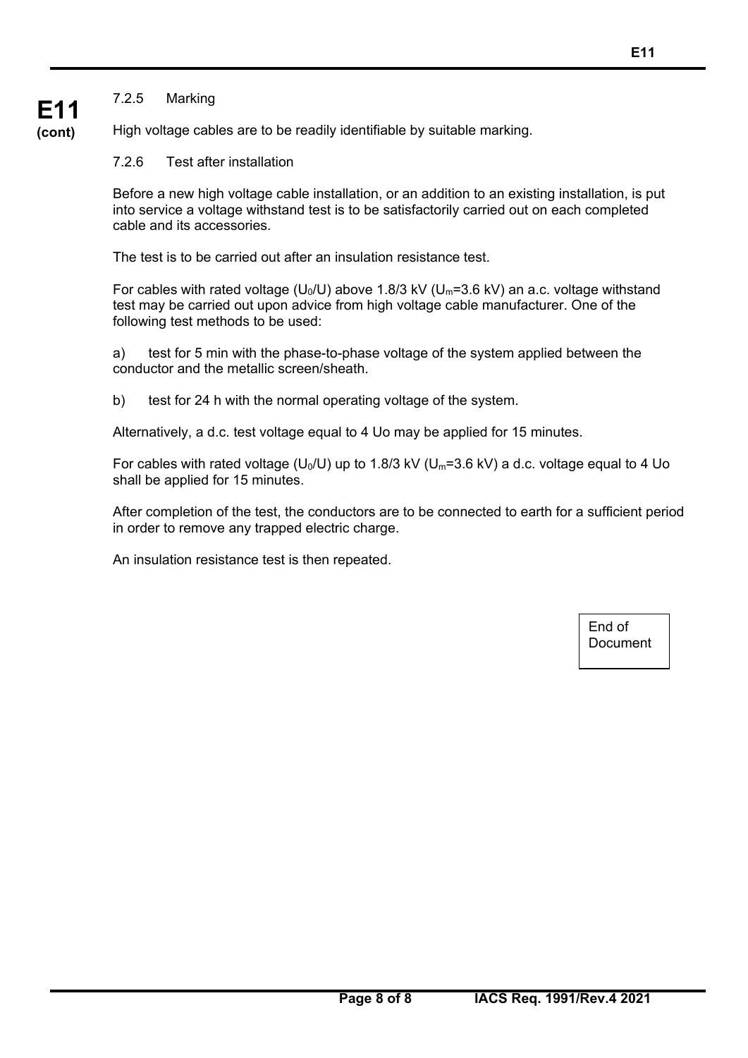#### 7.2.5 Marking

High voltage cables are to be readily identifiable by suitable marking.

#### 7.2.6 Test after installation

Before a new high voltage cable installation, or an addition to an existing installation, is put into service a voltage withstand test is to be satisfactorily carried out on each completed cable and its accessories.

The test is to be carried out after an insulation resistance test.

For cables with rated voltage ($U_0/U$) above 1.8/3 kV ($U_m$=3.6 kV) an a.c. voltage withstand test may be carried out upon advice from high voltage cable manufacturer. One of the following test methods to be used:

a) test for 5 min with the phase-to-phase voltage of the system applied between the conductor and the metallic screen/sheath.

b) test for 24 h with the normal operating voltage of the system.

Alternatively, a d.c. test voltage equal to 4 Uo may be applied for 15 minutes.

For cables with rated voltage ($U_0/U$) up to 1.8/3 kV ($U_m$=3.6 kV) a d.c. voltage equal to 4 Uo shall be applied for 15 minutes.

After completion of the test, the conductors are to be connected to earth for a sufficient period in order to remove any trapped electric charge.

An insulation resistance test is then repeated.

End of Document